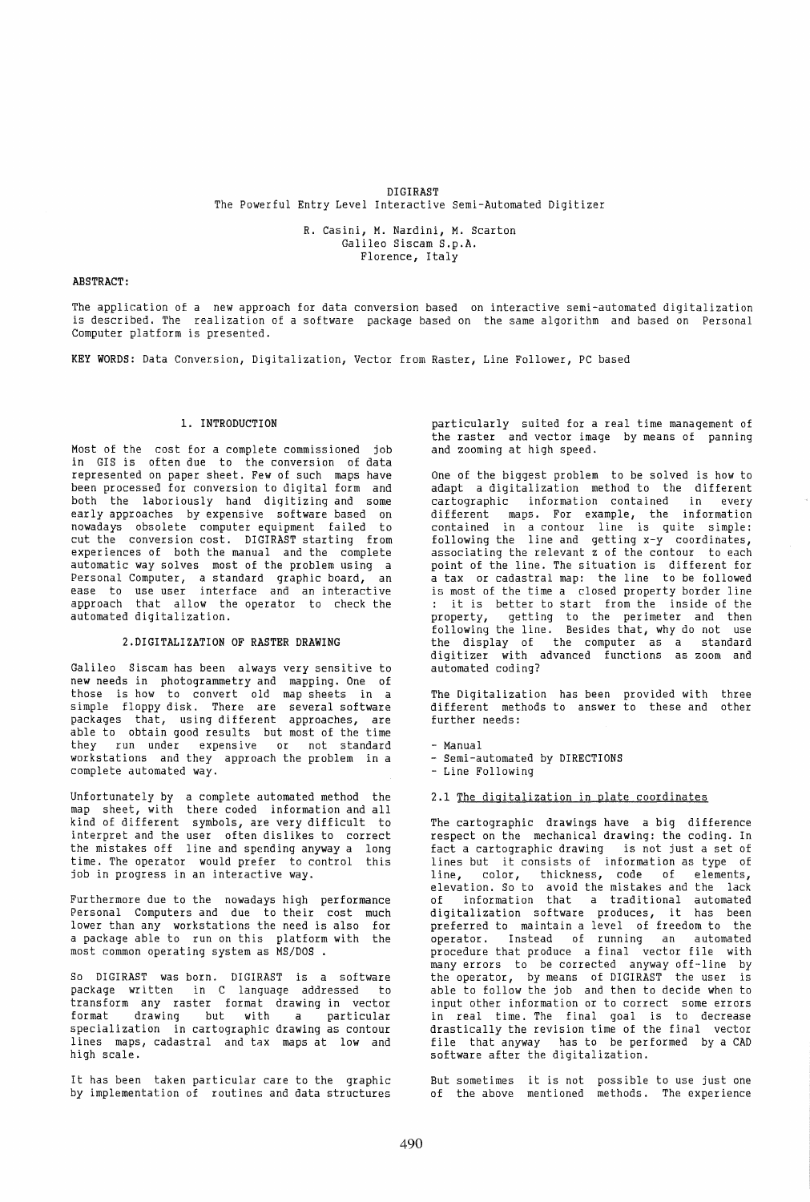# DIGIRAST

The Powerful Entry Level Interactive Semi-Automated Digitizer

R. Casini, M. Nardini, M. Scarton
Galileo Siscam S.p.A.
Florence, Italy

**ABSTRACT:**

The application of a new approach for data conversion based on interactive semi-automated digitalization is described. The realization of a software package based on the same algorithm and based on Personal Computer platform is presented.

**KEY WORDS:** Data Conversion, Digitalization, Vector from Raster, Line Follower, PC based

## 1. INTRODUCTION

Most of the cost for a complete commissioned job in GIS is often due to the conversion of data represented on paper sheet. Few of such maps have been processed for conversion to digital form and both the laboriously hand digitizing and some early approaches by expensive software based on nowadays obsolete computer equipment failed to cut the conversion cost. DIGIRAST starting from experiences of both the manual and the complete automatic way solves most of the problem using a Personal Computer, a standard graphic board, an ease to use user interface and an interactive approach that allow the operator to check the automated digitalization.

## 2.DIGITALIZATION OF RASTER DRAWING

Galileo Siscam has been always very sensitive to new needs in photogrammetry and mapping. One of those is how to convert old map sheets in a simple floppy disk. There are several software packages that, using different approaches, are able to obtain good results but most of the time they run under expensive or not standard workstations and they approach the problem in a complete automated way.

Unfortunately by a complete automated method the map sheet, with there coded information and all kind of different symbols, are very difficult to interpret and the user often dislikes to correct the mistakes off line and spending anyway a long time. The operator would prefer to control this job in progress in an interactive way.

Furthermore due to the nowadays high performance Personal Computers and due to their cost much lower than any workstations the need is also for a package able to run on this platform with the most common operating system as MS/DOS .

So DIGIRAST was born. DIGIRAST is a software package written in C language addressed to transform any raster format drawing in vector format drawing but with a particular specialization in cartographic drawing as contour lines maps, cadastral and tax maps at low and high scale.

It has been taken particular care to the graphic by implementation of routines and data structures particularly suited for a real time management of the raster and vector image by means of panning and zooming at high speed.

One of the biggest problem to be solved is how to adapt a digitalization method to the different cartographic information contained in every different maps. For example, the information contained in a contour line is quite simple: following the line and getting x-y coordinates, associating the relevant z of the contour to each point of the line. The situation is different for a tax or cadastral map: the line to be followed is most of the time a closed property border line : it is better to start from the inside of the property, getting to the perimeter and then following the line. Besides that, why do not use the display of the computer as a standard digitizer with advanced functions as zoom and automated coding?

The Digitalization has been provided with three different methods to answer to these and other further needs:

- Manual
- Semi-automated by DIRECTIONS
- Line Following

### 2.1 The digitalization in plate coordinates

The cartographic drawings have a big difference respect on the mechanical drawing: the coding. In fact a cartographic drawing is not just a set of lines but it consists of information as type of line, color, thickness, code of elements, elevation. So to avoid the mistakes and the lack of information that a traditional automated digitalization software produces, it has been preferred to maintain a level of freedom to the operator. Instead of running an automated procedure that produce a final vector file with many errors to be corrected anyway off-line by the operator, by means of DIGIRAST the user is able to follow the job and then to decide when to input other information or to correct some errors in real time. The final goal is to decrease drastically the revision time of the final vector file that anyway has to be performed by a CAD software after the digitalization.

But sometimes it is not possible to use just one of the above mentioned methods. The experience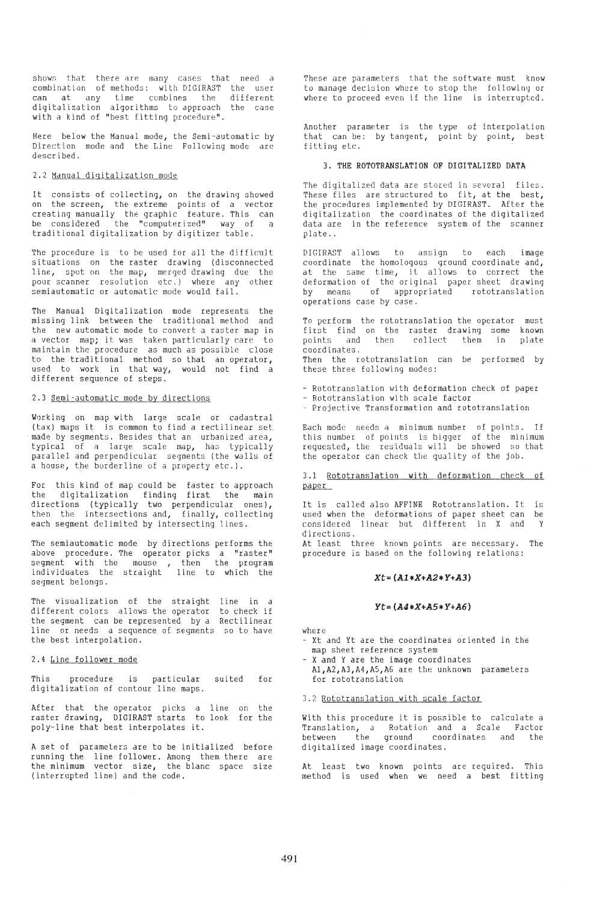shows that there are many cases that need a combination of methods: with DIGIRAST the user can at any time combines the different digitalization algorithms to approach the case with a kind of "best fitting procedure".

Here below the Manual mode, the Semi-automatic by Direction mode and the Line Following mode are described.

### 2.2 Manual digitalization mode

It consists of collecting, on the drawing showed on the screen, the extreme points of a vector creating manually the graphic feature. This can be considered the "computerized" way of a traditional digitalization by digitizer table.

The procedure is to be used for all the difficult situations on the raster drawing (disconnected line, spot on the map, merged drawing due the poor scanner resolution etc.) where any other semiautomatic or automatic mode would fail.

The Manual Digitalization mode represents the missing link between the traditional method and the new automatic mode to convert a raster map in a vector map; it was taken particularly care to maintain the procedure as much as possible close to the traditional method so that an operator, used to work in that way, would not find a different sequence of steps.

### 2.3 Semi-automatic mode by directions

Working on map with large scale or cadastral (tax) maps it is common to find a rectilinear set made by segments. Besides that an urbanized area, typical of a large scale map, has typically parallel and perpendicular segments (the walls of a house, the borderline of a property etc.).

For this kind of map could be faster to approach the digitalization finding first the main directions (typically two perpendicular ones), then the intersections and, finally, collecting each segment delimited by intersecting lines.

The semiautomatic mode by directions performs the above procedure. The operator picks a "raster" segment with the mouse , then the program individuates the straight line to which the segment belongs.

The visualization of the straight line in a different colors allows the operator to check if the segment can be represented by a Rectilinear line or needs a sequence of segments so to have the best interpolation.

### 2.4 Line follower mode

This procedure is particular suited for digitalization of contour line maps.

After that the operator picks a line on the raster drawing, DIGIRAST starts to look for the poly-line that best interpolates it.

A set of parameters are to be initialized before running the line follower. Among them there are the minimum vector size, the blanc space size (interrupted line) and the code.

These are parameters that the software must know to manage decision where to stop the following or where to proceed even if the line is interrupted.

Another parameter is the type of interpolation that can be: by tangent, point by point, best fitting etc.

## 3. THE ROTOTRANSLATION OF DIGITALIZED DATA

The digitalized data are stored in several files. These files are structured to fit, at the best, the procedures implemented by DIGIRAST. After the digitalization the coordinates of the digitalized data are in the reference system of the scanner plate..

DIGIRAST allows to assign to each image coordinate the homologous ground coordinate and, at the same time, it allows to correct the deformation of the original paper sheet drawing by means of appropriated rototranslation operations case by case.

To perform the rototranslation the operator must first find on the raster drawing some known points and then collect them in plate coordinates.
Then the rototranslation can be performed by these three following modes:

- Rototranslation with deformation check of paper
- Rototranslation with scale factor
- Projective Transformation and rototranslation

Each mode needs a minimum number of points. If this number of points is bigger of the minimum requested, the residuals will be showed so that the operator can check the quality of the job.

### 3.1 Rototranslation with deformation check of paper

It is called also AFFINE Rototranslation. It is used when the deformations of paper sheet can be considered linear but different in X and Y directions.
At least three known points are necessary. The procedure is based on the following relations:

$$Xt=(A1*X+A2*Y+A3)$$

$$Yt=(A4*X+A5*Y+A6)$$

where
- Xt and Yt are the coordinates oriented in the map sheet reference system
- X and Y are the image coordinates A1,A2,A3,A4,A5,A6 are the unknown parameters for rototranslation

### 3.2 Rototranslation with scale factor

With this procedure it is possible to calculate a Translation, a Rotation and a Scale Factor between the ground coordinates and the digitalized image coordinates.

At least two known points are required. This method is used when we need a best fitting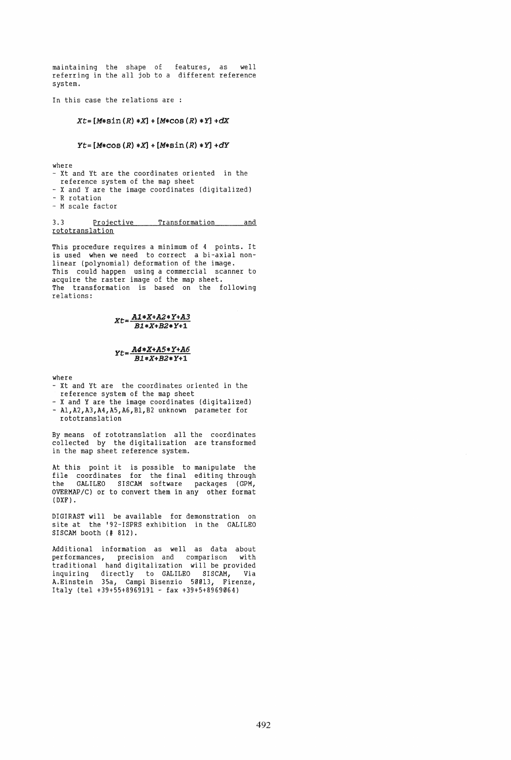maintaining the shape of features, as well referring in the all job to a different reference system.

In this case the relations are :

$$Xt=[M*\sin(R)*X]+[M*\cos(R)*Y]+dX$$

$$Yt=[M*\cos(R)*X]+[M*\sin(R)*Y]+dY$$

where

- Xt and Yt are the coordinates oriented in the reference system of the map sheet
- X and Y are the image coordinates (digitalized)
- R rotation
- M scale factor

### 3.3 Projective Transformation and rototranslation

This procedure requires a minimum of 4 points. It is used when we need to correct a bi-axial non-linear (polynomial) deformation of the image. This could happen using a commercial scanner to acquire the raster image of the map sheet. The transformation is based on the following relations:

$$Xt=\frac{A1*X+A2*Y+A3}{B1*X+B2*Y+1}$$

$$Yt=\frac{A4*X+A5*Y+A6}{B1*X+B2*Y+1}$$

where

- Xt and Yt are the coordinates oriented in the reference system of the map sheet
- X and Y are the image coordinates (digitalized)
- A1,A2,A3,A4,A5,A6,B1,B2 unknown parameter for rototranslation

By means of rototranslation all the coordinates collected by the digitalization are transformed in the map sheet reference system.

At this point it is possible to manipulate the file coordinates for the final editing through the GALILEO SISCAM software packages (GPM, OVERMAP/C) or to convert them in any other format (DXF).

DIGIRAST will be available for demonstration on site at the '92-ISPRS exhibition in the GALILEO SISCAM booth (# 812).

Additional information as well as data about performances, precision and comparison with traditional hand digitalization will be provided inquiring directly to GALILEO SISCAM, Via A.Einstein 35a, Campi Bisenzio 50013, Firenze, Italy (tel +39+55+8969191 - fax +39+5+8969064)